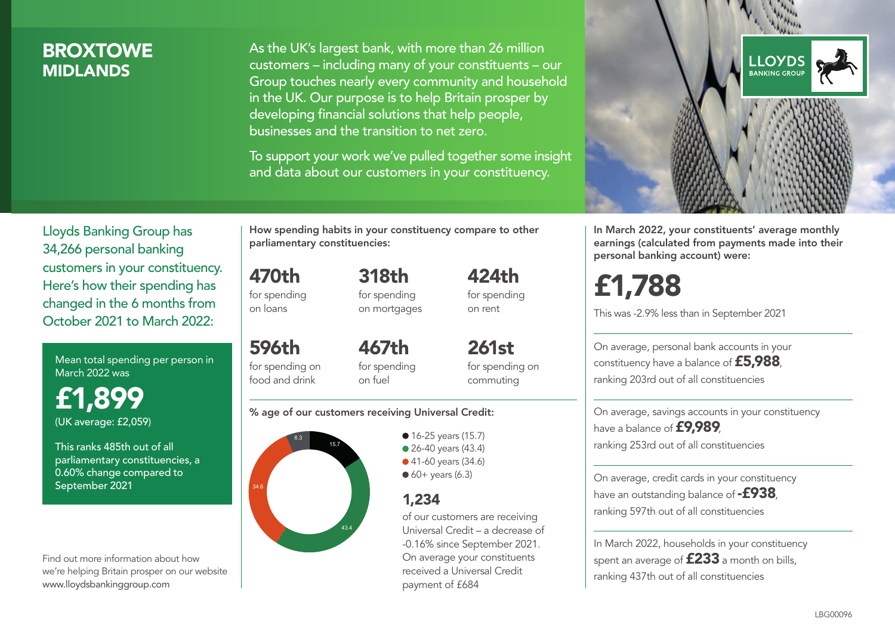# BROXTOWE
## MIDLANDS

As the UK's largest bank, with more than 26 million customers – including many of your constituents – our Group touches nearly every community and household in the UK. Our purpose is to help Britain prosper by developing financial solutions that help people, businesses and the transition to net zero.

To support your work we've pulled together some insight and data about our customers in your constituency.

LLOYDS BANKING GROUP

Lloyds Banking Group has 34,266 personal banking customers in your constituency. Here's how their spending has changed in the 6 months from October 2021 to March 2022:

Mean total spending per person in March 2022 was

**£1,899**
(UK average: £2,059)

This ranks 485th out of all parliamentary constituencies, a 0.60% change compared to September 2021

Find out more information about how we're helping Britain prosper on our website www.lloydsbankinggroup.com

**How spending habits in your constituency compare to other parliamentary constituencies:**

**470th** for spending on loans

**318th** for spending on mortgages

**424th** for spending on rent

**596th** for spending on food and drink

**467th** for spending on fuel

**261st** for spending on commuting

**% age of our customers receiving Universal Credit:**

- 16-25 years (15.7)
- 26-40 years (43.4)
- 41-60 years (34.6)
- 60+ years (6.3)

**1,234**
of our customers are receiving Universal Credit – a decrease of -0.16% since September 2021. On average your constituents received a Universal Credit payment of £684

**In March 2022, your constituents' average monthly earnings (calculated from payments made into their personal banking account) were:**

**£1,788**

This was -2.9% less than in September 2021

On average, personal bank accounts in your constituency have a balance of **£5,988**, ranking 203rd out of all constituencies

On average, savings accounts in your constituency have a balance of **£9,989**, ranking 253rd out of all constituencies

On average, credit cards in your constituency have an outstanding balance of **-£938**, ranking 597th out of all constituencies

In March 2022, households in your constituency spent an average of **£233** a month on bills, ranking 437th out of all constituencies

LBG00096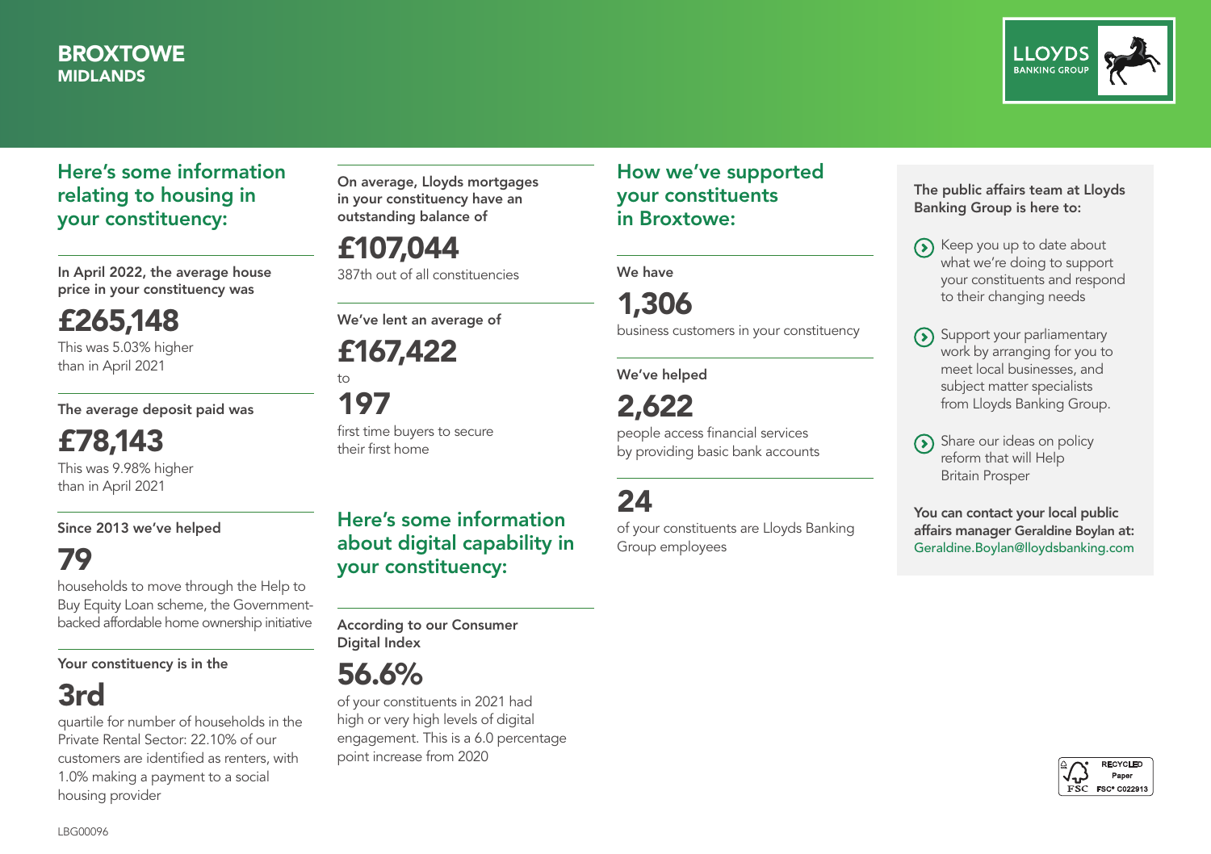# BROXTOWE

**MIDLANDS**

## Here's some information relating to housing in your constituency:

**In April 2022, the average house price in your constituency was**

# £265,148

This was 5.03% higher than in April 2021

**The average deposit paid was**

# £78,143

This was 9.98% higher than in April 2021

**Since 2013 we've helped**

# 79

households to move through the Help to Buy Equity Loan scheme, the Government-backed affordable home ownership initiative

**Your constituency is in the**

# 3rd

quartile for number of households in the Private Rental Sector: 22.10% of our customers are identified as renters, with 1.0% making a payment to a social housing provider

**On average, Lloyds mortgages in your constituency have an outstanding balance of**

# £107,044

387th out of all constituencies

**We've lent an average of**

# £167,422

to

# 197

first time buyers to secure their first home

## Here's some information about digital capability in your constituency:

**According to our Consumer Digital Index**

# 56.6%

of your constituents in 2021 had high or very high levels of digital engagement. This is a 6.0 percentage point increase from 2020

## How we've supported your constituents in Broxtowe:

**We have**

# 1,306

business customers in your constituency

**We've helped**

# 2,622

people access financial services by providing basic bank accounts

# 24

of your constituents are Lloyds Banking Group employees

**The public affairs team at Lloyds Banking Group is here to:**

- Keep you up to date about what we're doing to support your constituents and respond to their changing needs
- Support your parliamentary work by arranging for you to meet local businesses, and subject matter specialists from Lloyds Banking Group.
- Share our ideas on policy reform that will Help Britain Prosper

**You can contact your local public affairs manager Geraldine Boylan at:**
Geraldine.Boylan@lloydsbanking.com

LBG00096